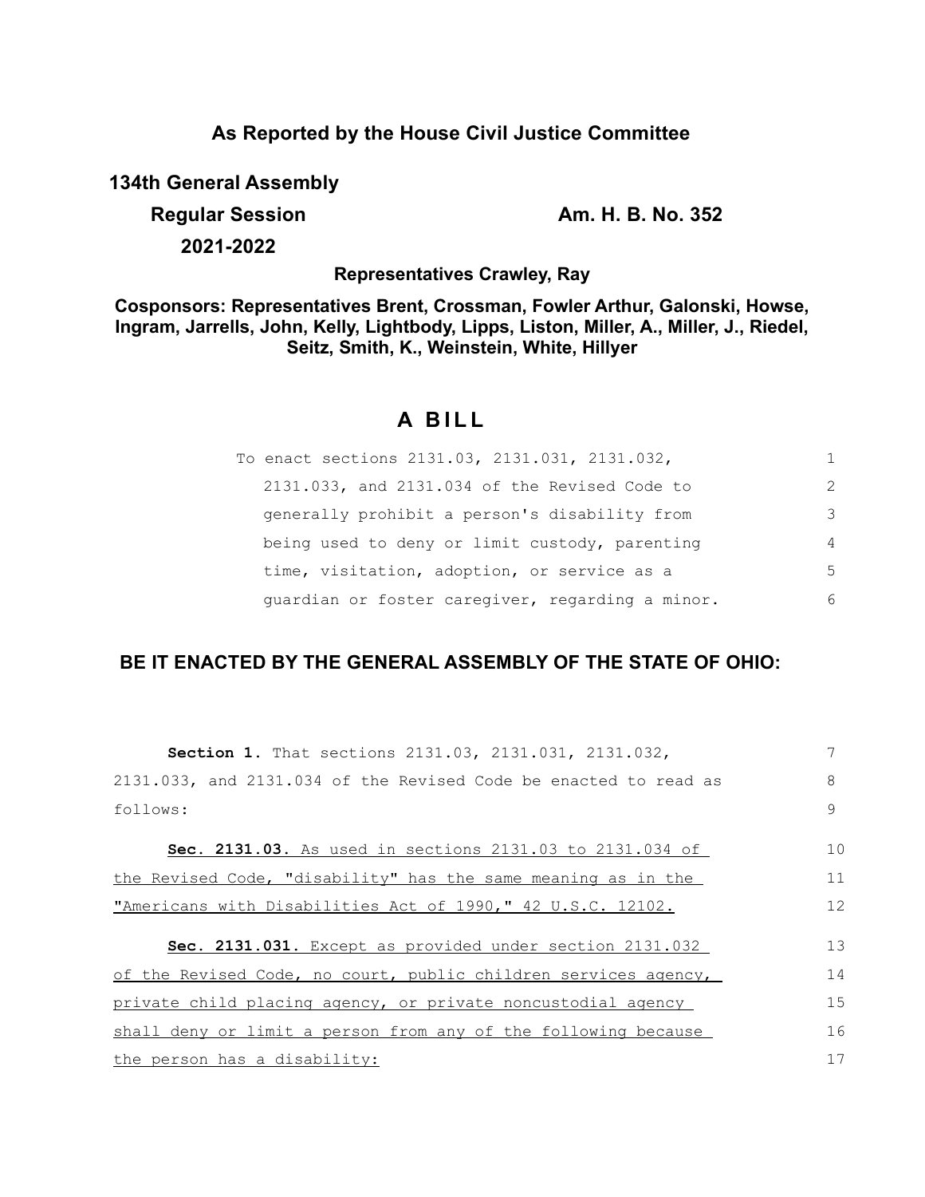## As Reported by the House Civil Justice Committee

**134th General Assembly**

**Regular Session** **Am. H. B. No. 352**

**2021-2022**

**Representatives Crawley, Ray**

**Cosponsors: Representatives Brent, Crossman, Fowler Arthur, Galonski, Howse, Ingram, Jarrells, John, Kelly, Lightbody, Lipps, Liston, Miller, A., Miller, J., Riedel, Seitz, Smith, K., Weinstein, White, Hillyer**

# A BILL

To enact sections 2131.03, 2131.031, 2131.032, 2131.033, and 2131.034 of the Revised Code to generally prohibit a person's disability from being used to deny or limit custody, parenting time, visitation, adoption, or service as a guardian or foster caregiver, regarding a minor.

**BE IT ENACTED BY THE GENERAL ASSEMBLY OF THE STATE OF OHIO:**

**Section 1.** That sections 2131.03, 2131.031, 2131.032, 2131.033, and 2131.034 of the Revised Code be enacted to read as follows:

**Sec. 2131.03.** As used in sections 2131.03 to 2131.034 of the Revised Code, "disability" has the same meaning as in the "Americans with Disabilities Act of 1990," 42 U.S.C. 12102.

**Sec. 2131.031.** Except as provided under section 2131.032 of the Revised Code, no court, public children services agency, private child placing agency, or private noncustodial agency shall deny or limit a person from any of the following because the person has a disability: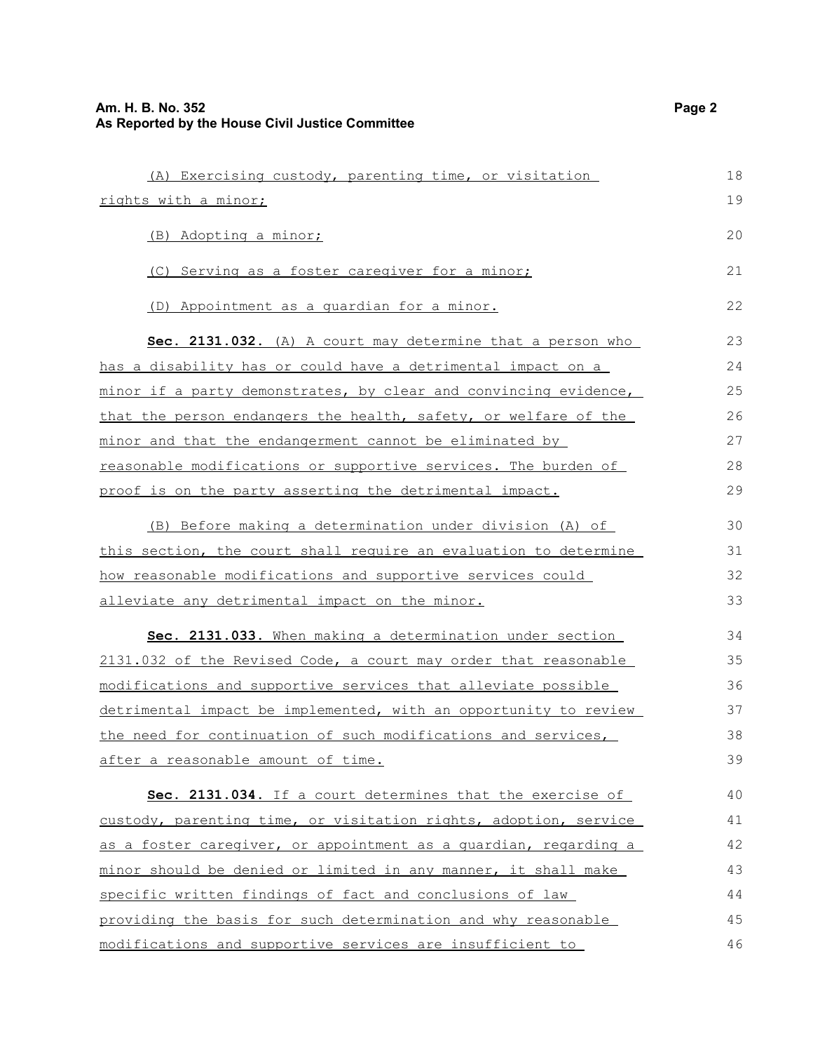(A) Exercising custody, parenting time, or visitation rights with a minor;

(B) Adopting a minor;

(C) Serving as a foster caregiver for a minor;

(D) Appointment as a guardian for a minor.

**Sec. 2131.032.** (A) A court may determine that a person who has a disability has or could have a detrimental impact on a minor if a party demonstrates, by clear and convincing evidence, that the person endangers the health, safety, or welfare of the minor and that the endangerment cannot be eliminated by reasonable modifications or supportive services. The burden of proof is on the party asserting the detrimental impact.

(B) Before making a determination under division (A) of this section, the court shall require an evaluation to determine how reasonable modifications and supportive services could alleviate any detrimental impact on the minor.

**Sec. 2131.033.** When making a determination under section 2131.032 of the Revised Code, a court may order that reasonable modifications and supportive services that alleviate possible detrimental impact be implemented, with an opportunity to review the need for continuation of such modifications and services, after a reasonable amount of time.

**Sec. 2131.034.** If a court determines that the exercise of custody, parenting time, or visitation rights, adoption, service as a foster caregiver, or appointment as a guardian, regarding a minor should be denied or limited in any manner, it shall make specific written findings of fact and conclusions of law providing the basis for such determination and why reasonable modifications and supportive services are insufficient to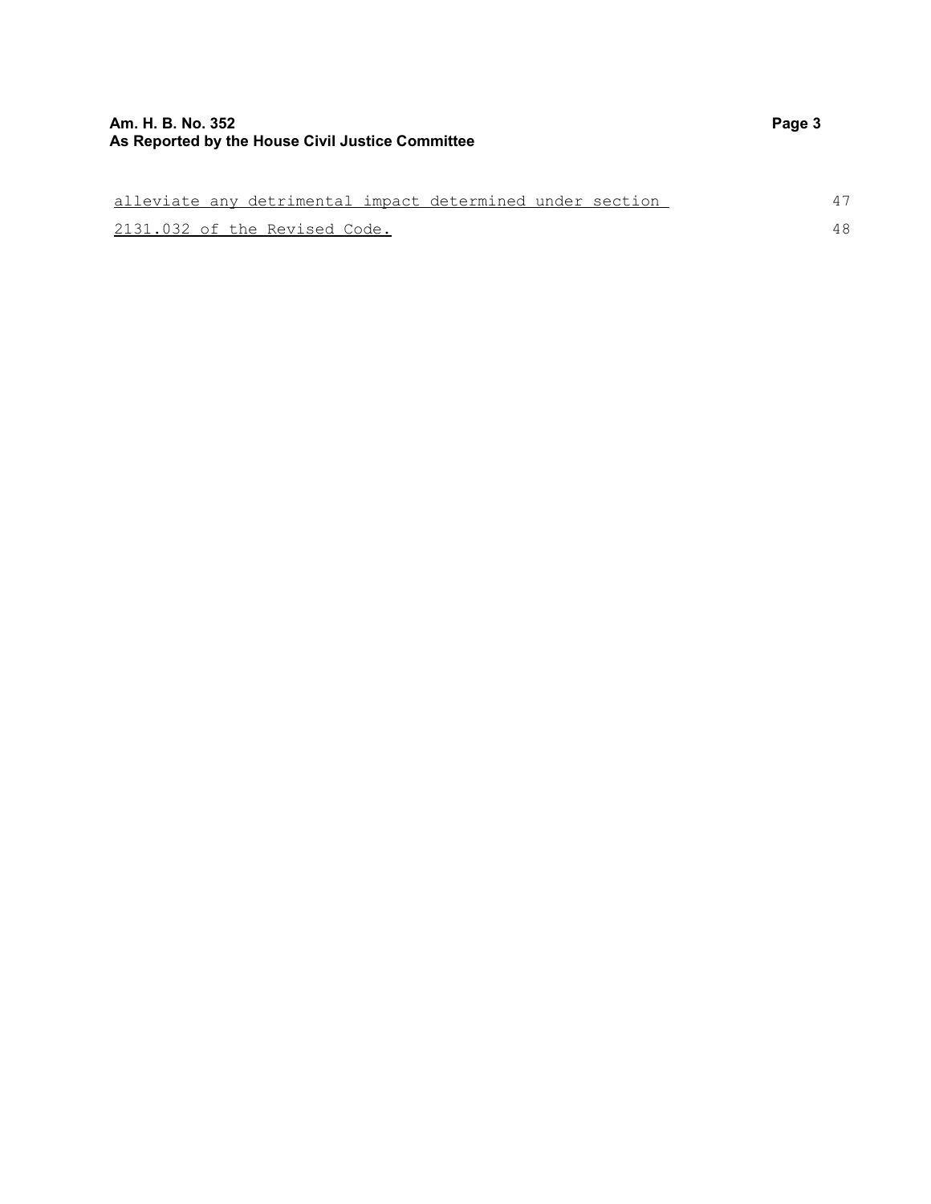alleviate any detrimental impact determined under section 2131.032 of the Revised Code.